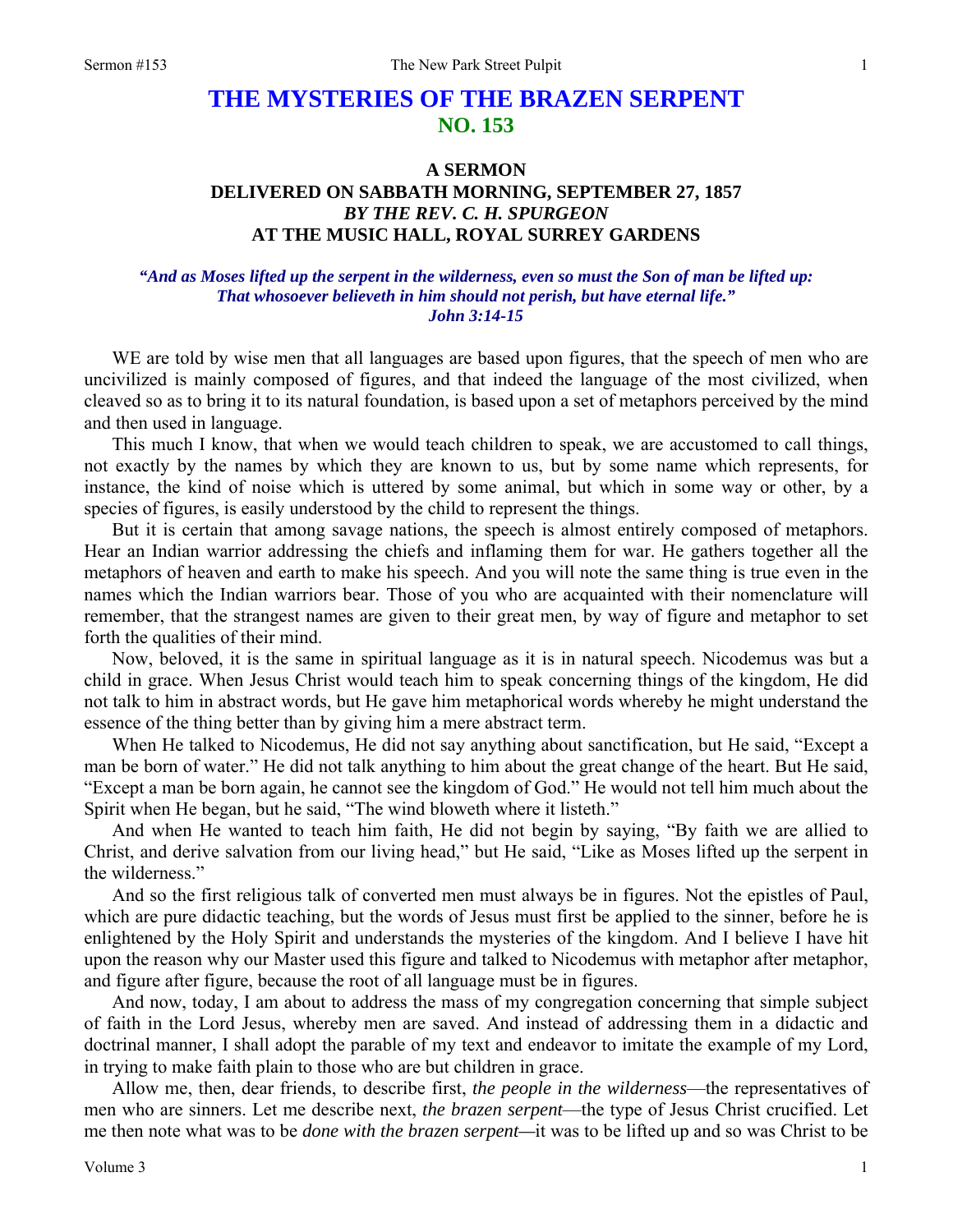# THE MYSTERIES OF THE BRAZEN SERPENT
## NO. 153

### A SERMON
### DELIVERED ON SABBATH MORNING, SEPTEMBER 27, 1857
### *BY THE REV. C. H. SPURGEON*
### AT THE MUSIC HALL, ROYAL SURREY GARDENS

*"And as Moses lifted up the serpent in the wilderness, even so must the Son of man be lifted up: That whosoever believeth in him should not perish, but have eternal life." John 3:14-15*

WE are told by wise men that all languages are based upon figures, that the speech of men who are uncivilized is mainly composed of figures, and that indeed the language of the most civilized, when cleaved so as to bring it to its natural foundation, is based upon a set of metaphors perceived by the mind and then used in language.

This much I know, that when we would teach children to speak, we are accustomed to call things, not exactly by the names by which they are known to us, but by some name which represents, for instance, the kind of noise which is uttered by some animal, but which in some way or other, by a species of figures, is easily understood by the child to represent the things.

But it is certain that among savage nations, the speech is almost entirely composed of metaphors. Hear an Indian warrior addressing the chiefs and inflaming them for war. He gathers together all the metaphors of heaven and earth to make his speech. And you will note the same thing is true even in the names which the Indian warriors bear. Those of you who are acquainted with their nomenclature will remember, that the strangest names are given to their great men, by way of figure and metaphor to set forth the qualities of their mind.

Now, beloved, it is the same in spiritual language as it is in natural speech. Nicodemus was but a child in grace. When Jesus Christ would teach him to speak concerning things of the kingdom, He did not talk to him in abstract words, but He gave him metaphorical words whereby he might understand the essence of the thing better than by giving him a mere abstract term.

When He talked to Nicodemus, He did not say anything about sanctification, but He said, "Except a man be born of water." He did not talk anything to him about the great change of the heart. But He said, "Except a man be born again, he cannot see the kingdom of God." He would not tell him much about the Spirit when He began, but he said, "The wind bloweth where it listeth."

And when He wanted to teach him faith, He did not begin by saying, "By faith we are allied to Christ, and derive salvation from our living head," but He said, "Like as Moses lifted up the serpent in the wilderness."

And so the first religious talk of converted men must always be in figures. Not the epistles of Paul, which are pure didactic teaching, but the words of Jesus must first be applied to the sinner, before he is enlightened by the Holy Spirit and understands the mysteries of the kingdom. And I believe I have hit upon the reason why our Master used this figure and talked to Nicodemus with metaphor after metaphor, and figure after figure, because the root of all language must be in figures.

And now, today, I am about to address the mass of my congregation concerning that simple subject of faith in the Lord Jesus, whereby men are saved. And instead of addressing them in a didactic and doctrinal manner, I shall adopt the parable of my text and endeavor to imitate the example of my Lord, in trying to make faith plain to those who are but children in grace.

Allow me, then, dear friends, to describe first, *the people in the wilderness*—the representatives of men who are sinners. Let me describe next, *the brazen serpent*—the type of Jesus Christ crucified. Let me then note what was to be *done with the brazen serpent*—it was to be lifted up and so was Christ to be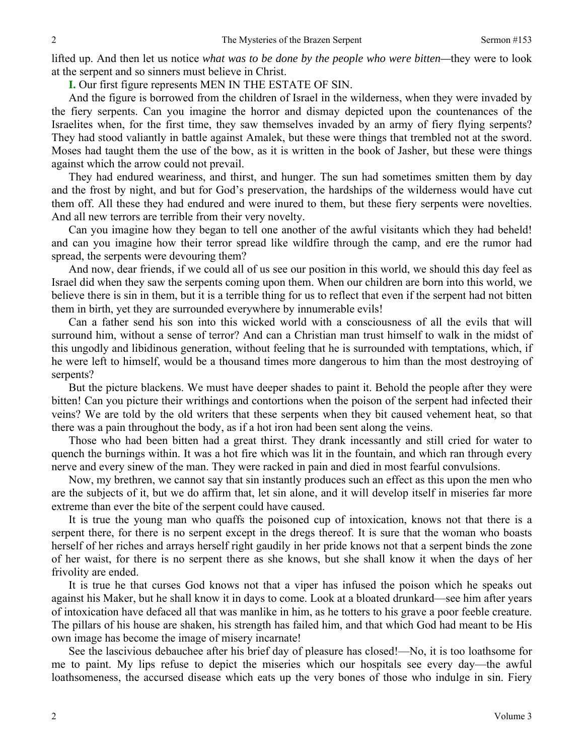lifted up. And then let us notice *what was to be done by the people who were bitten—*they were to look at the serpent and so sinners must believe in Christ.

**I.** Our first figure represents MEN IN THE ESTATE OF SIN.

And the figure is borrowed from the children of Israel in the wilderness, when they were invaded by the fiery serpents. Can you imagine the horror and dismay depicted upon the countenances of the Israelites when, for the first time, they saw themselves invaded by an army of fiery flying serpents? They had stood valiantly in battle against Amalek, but these were things that trembled not at the sword. Moses had taught them the use of the bow, as it is written in the book of Jasher, but these were things against which the arrow could not prevail.

They had endured weariness, and thirst, and hunger. The sun had sometimes smitten them by day and the frost by night, and but for God's preservation, the hardships of the wilderness would have cut them off. All these they had endured and were inured to them, but these fiery serpents were novelties. And all new terrors are terrible from their very novelty.

Can you imagine how they began to tell one another of the awful visitants which they had beheld! and can you imagine how their terror spread like wildfire through the camp, and ere the rumor had spread, the serpents were devouring them?

And now, dear friends, if we could all of us see our position in this world, we should this day feel as Israel did when they saw the serpents coming upon them. When our children are born into this world, we believe there is sin in them, but it is a terrible thing for us to reflect that even if the serpent had not bitten them in birth, yet they are surrounded everywhere by innumerable evils!

Can a father send his son into this wicked world with a consciousness of all the evils that will surround him, without a sense of terror? And can a Christian man trust himself to walk in the midst of this ungodly and libidinous generation, without feeling that he is surrounded with temptations, which, if he were left to himself, would be a thousand times more dangerous to him than the most destroying of serpents?

But the picture blackens. We must have deeper shades to paint it. Behold the people after they were bitten! Can you picture their writhings and contortions when the poison of the serpent had infected their veins? We are told by the old writers that these serpents when they bit caused vehement heat, so that there was a pain throughout the body, as if a hot iron had been sent along the veins.

Those who had been bitten had a great thirst. They drank incessantly and still cried for water to quench the burnings within. It was a hot fire which was lit in the fountain, and which ran through every nerve and every sinew of the man. They were racked in pain and died in most fearful convulsions.

Now, my brethren, we cannot say that sin instantly produces such an effect as this upon the men who are the subjects of it, but we do affirm that, let sin alone, and it will develop itself in miseries far more extreme than ever the bite of the serpent could have caused.

It is true the young man who quaffs the poisoned cup of intoxication, knows not that there is a serpent there, for there is no serpent except in the dregs thereof. It is sure that the woman who boasts herself of her riches and arrays herself right gaudily in her pride knows not that a serpent binds the zone of her waist, for there is no serpent there as she knows, but she shall know it when the days of her frivolity are ended.

It is true he that curses God knows not that a viper has infused the poison which he speaks out against his Maker, but he shall know it in days to come. Look at a bloated drunkard—see him after years of intoxication have defaced all that was manlike in him, as he totters to his grave a poor feeble creature. The pillars of his house are shaken, his strength has failed him, and that which God had meant to be His own image has become the image of misery incarnate!

See the lascivious debauchee after his brief day of pleasure has closed!—No, it is too loathsome for me to paint. My lips refuse to depict the miseries which our hospitals see every day—the awful loathsomeness, the accursed disease which eats up the very bones of those who indulge in sin. Fiery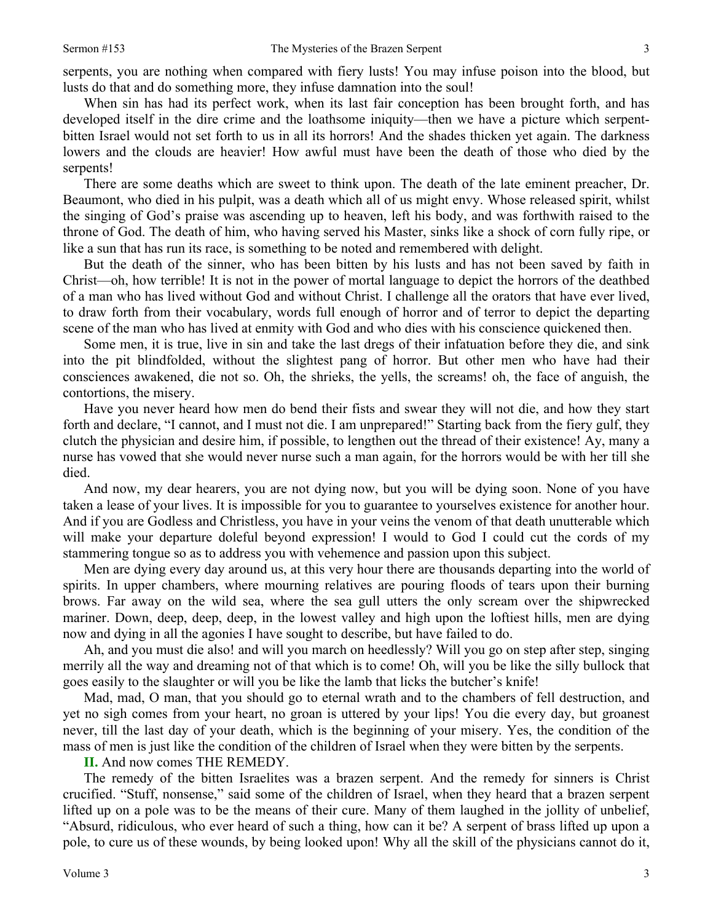serpents, you are nothing when compared with fiery lusts! You may infuse poison into the blood, but lusts do that and do something more, they infuse damnation into the soul!

When sin has had its perfect work, when its last fair conception has been brought forth, and has developed itself in the dire crime and the loathsome iniquity—then we have a picture which serpent-bitten Israel would not set forth to us in all its horrors! And the shades thicken yet again. The darkness lowers and the clouds are heavier! How awful must have been the death of those who died by the serpents!

There are some deaths which are sweet to think upon. The death of the late eminent preacher, Dr. Beaumont, who died in his pulpit, was a death which all of us might envy. Whose released spirit, whilst the singing of God's praise was ascending up to heaven, left his body, and was forthwith raised to the throne of God. The death of him, who having served his Master, sinks like a shock of corn fully ripe, or like a sun that has run its race, is something to be noted and remembered with delight.

But the death of the sinner, who has been bitten by his lusts and has not been saved by faith in Christ—oh, how terrible! It is not in the power of mortal language to depict the horrors of the deathbed of a man who has lived without God and without Christ. I challenge all the orators that have ever lived, to draw forth from their vocabulary, words full enough of horror and of terror to depict the departing scene of the man who has lived at enmity with God and who dies with his conscience quickened then.

Some men, it is true, live in sin and take the last dregs of their infatuation before they die, and sink into the pit blindfolded, without the slightest pang of horror. But other men who have had their consciences awakened, die not so. Oh, the shrieks, the yells, the screams! oh, the face of anguish, the contortions, the misery.

Have you never heard how men do bend their fists and swear they will not die, and how they start forth and declare, "I cannot, and I must not die. I am unprepared!" Starting back from the fiery gulf, they clutch the physician and desire him, if possible, to lengthen out the thread of their existence! Ay, many a nurse has vowed that she would never nurse such a man again, for the horrors would be with her till she died.

And now, my dear hearers, you are not dying now, but you will be dying soon. None of you have taken a lease of your lives. It is impossible for you to guarantee to yourselves existence for another hour. And if you are Godless and Christless, you have in your veins the venom of that death unutterable which will make your departure doleful beyond expression! I would to God I could cut the cords of my stammering tongue so as to address you with vehemence and passion upon this subject.

Men are dying every day around us, at this very hour there are thousands departing into the world of spirits. In upper chambers, where mourning relatives are pouring floods of tears upon their burning brows. Far away on the wild sea, where the sea gull utters the only scream over the shipwrecked mariner. Down, deep, deep, deep, in the lowest valley and high upon the loftiest hills, men are dying now and dying in all the agonies I have sought to describe, but have failed to do.

Ah, and you must die also! and will you march on heedlessly? Will you go on step after step, singing merrily all the way and dreaming not of that which is to come! Oh, will you be like the silly bullock that goes easily to the slaughter or will you be like the lamb that licks the butcher's knife!

Mad, mad, O man, that you should go to eternal wrath and to the chambers of fell destruction, and yet no sigh comes from your heart, no groan is uttered by your lips! You die every day, but groanest never, till the last day of your death, which is the beginning of your misery. Yes, the condition of the mass of men is just like the condition of the children of Israel when they were bitten by the serpents.

**II.** And now comes THE REMEDY.

The remedy of the bitten Israelites was a brazen serpent. And the remedy for sinners is Christ crucified. "Stuff, nonsense," said some of the children of Israel, when they heard that a brazen serpent lifted up on a pole was to be the means of their cure. Many of them laughed in the jollity of unbelief, "Absurd, ridiculous, who ever heard of such a thing, how can it be? A serpent of brass lifted up upon a pole, to cure us of these wounds, by being looked upon! Why all the skill of the physicians cannot do it,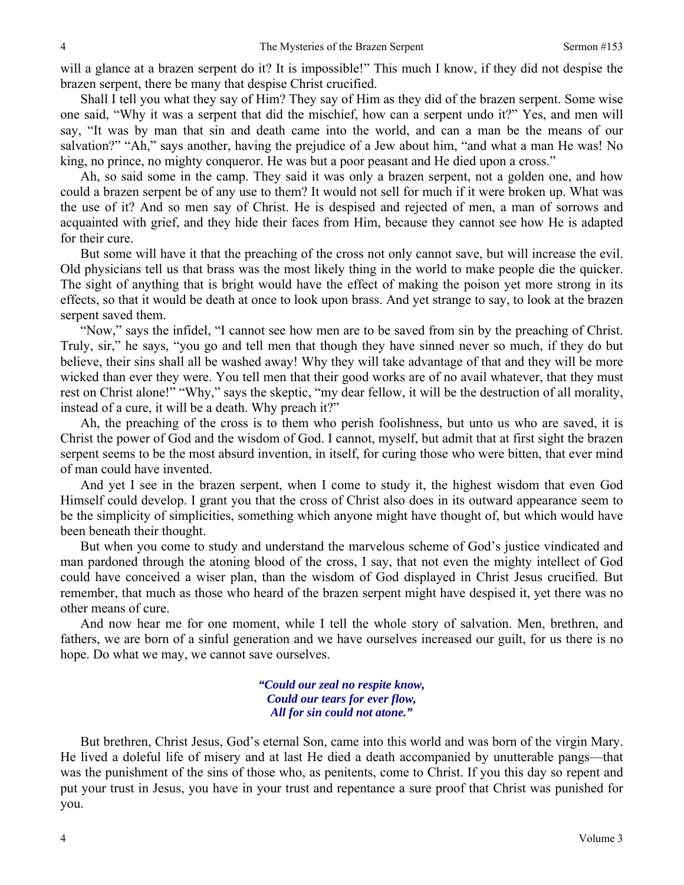will a glance at a brazen serpent do it? It is impossible!" This much I know, if they did not despise the brazen serpent, there be many that despise Christ crucified.

Shall I tell you what they say of Him? They say of Him as they did of the brazen serpent. Some wise one said, "Why it was a serpent that did the mischief, how can a serpent undo it?" Yes, and men will say, "It was by man that sin and death came into the world, and can a man be the means of our salvation?" "Ah," says another, having the prejudice of a Jew about him, "and what a man He was! No king, no prince, no mighty conqueror. He was but a poor peasant and He died upon a cross."

Ah, so said some in the camp. They said it was only a brazen serpent, not a golden one, and how could a brazen serpent be of any use to them? It would not sell for much if it were broken up. What was the use of it? And so men say of Christ. He is despised and rejected of men, a man of sorrows and acquainted with grief, and they hide their faces from Him, because they cannot see how He is adapted for their cure.

But some will have it that the preaching of the cross not only cannot save, but will increase the evil. Old physicians tell us that brass was the most likely thing in the world to make people die the quicker. The sight of anything that is bright would have the effect of making the poison yet more strong in its effects, so that it would be death at once to look upon brass. And yet strange to say, to look at the brazen serpent saved them.

"Now," says the infidel, "I cannot see how men are to be saved from sin by the preaching of Christ. Truly, sir," he says, "you go and tell men that though they have sinned never so much, if they do but believe, their sins shall all be washed away! Why they will take advantage of that and they will be more wicked than ever they were. You tell men that their good works are of no avail whatever, that they must rest on Christ alone!" "Why," says the skeptic, "my dear fellow, it will be the destruction of all morality, instead of a cure, it will be a death. Why preach it?"

Ah, the preaching of the cross is to them who perish foolishness, but unto us who are saved, it is Christ the power of God and the wisdom of God. I cannot, myself, but admit that at first sight the brazen serpent seems to be the most absurd invention, in itself, for curing those who were bitten, that ever mind of man could have invented.

And yet I see in the brazen serpent, when I come to study it, the highest wisdom that even God Himself could develop. I grant you that the cross of Christ also does in its outward appearance seem to be the simplicity of simplicities, something which anyone might have thought of, but which would have been beneath their thought.

But when you come to study and understand the marvelous scheme of God's justice vindicated and man pardoned through the atoning blood of the cross, I say, that not even the mighty intellect of God could have conceived a wiser plan, than the wisdom of God displayed in Christ Jesus crucified. But remember, that much as those who heard of the brazen serpent might have despised it, yet there was no other means of cure.

And now hear me for one moment, while I tell the whole story of salvation. Men, brethren, and fathers, we are born of a sinful generation and we have ourselves increased our guilt, for us there is no hope. Do what we may, we cannot save ourselves.

> ***"Could our zeal no respite know,***
> ***Could our tears for ever flow,***
> ***All for sin could not atone."***

But brethren, Christ Jesus, God's eternal Son, came into this world and was born of the virgin Mary. He lived a doleful life of misery and at last He died a death accompanied by unutterable pangs—that was the punishment of the sins of those who, as penitents, come to Christ. If you this day so repent and put your trust in Jesus, you have in your trust and repentance a sure proof that Christ was punished for you.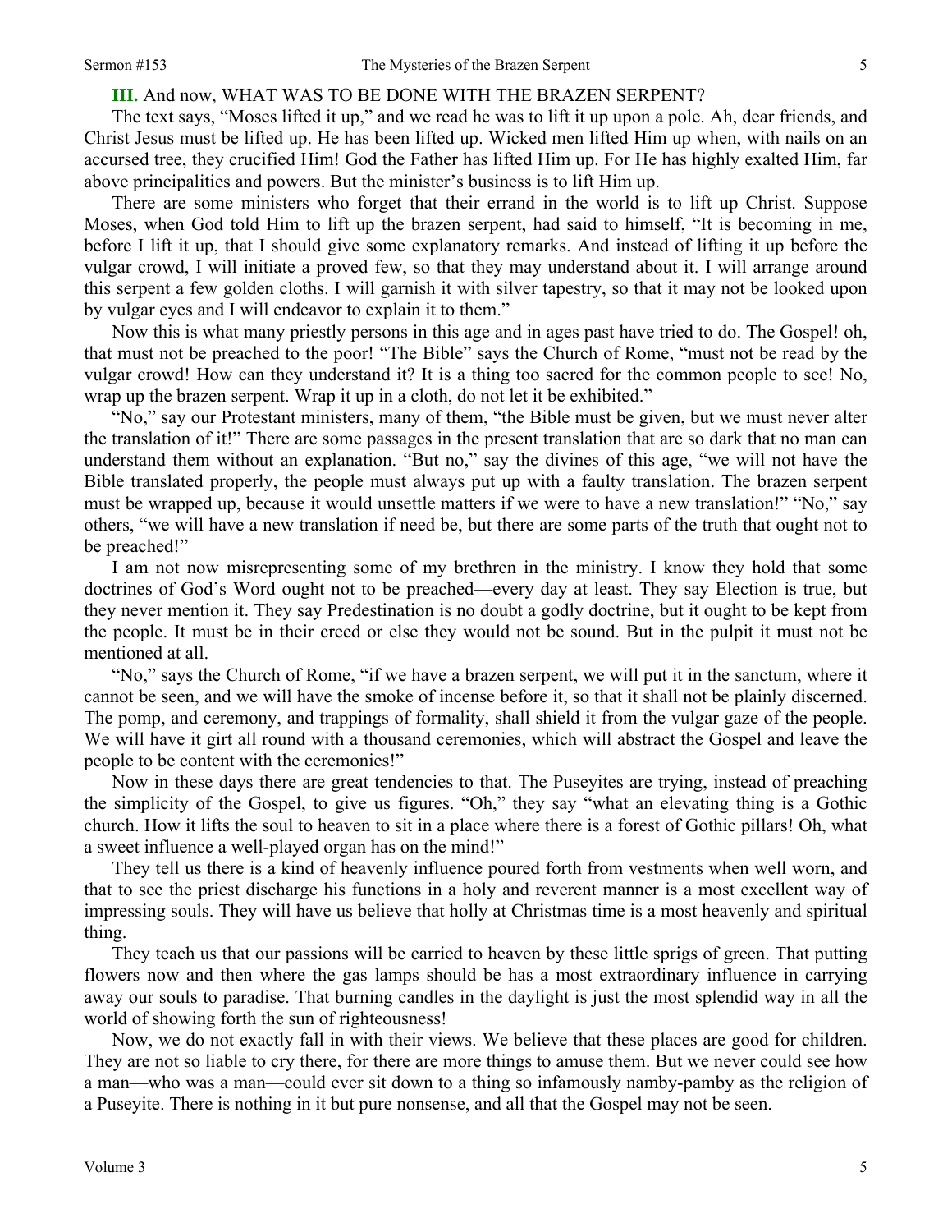**III.** And now, WHAT WAS TO BE DONE WITH THE BRAZEN SERPENT?

The text says, "Moses lifted it up," and we read he was to lift it up upon a pole. Ah, dear friends, and Christ Jesus must be lifted up. He has been lifted up. Wicked men lifted Him up when, with nails on an accursed tree, they crucified Him! God the Father has lifted Him up. For He has highly exalted Him, far above principalities and powers. But the minister's business is to lift Him up.

There are some ministers who forget that their errand in the world is to lift up Christ. Suppose Moses, when God told Him to lift up the brazen serpent, had said to himself, "It is becoming in me, before I lift it up, that I should give some explanatory remarks. And instead of lifting it up before the vulgar crowd, I will initiate a proved few, so that they may understand about it. I will arrange around this serpent a few golden cloths. I will garnish it with silver tapestry, so that it may not be looked upon by vulgar eyes and I will endeavor to explain it to them."

Now this is what many priestly persons in this age and in ages past have tried to do. The Gospel! oh, that must not be preached to the poor! "The Bible" says the Church of Rome, "must not be read by the vulgar crowd! How can they understand it? It is a thing too sacred for the common people to see! No, wrap up the brazen serpent. Wrap it up in a cloth, do not let it be exhibited."

"No," say our Protestant ministers, many of them, "the Bible must be given, but we must never alter the translation of it!" There are some passages in the present translation that are so dark that no man can understand them without an explanation. "But no," say the divines of this age, "we will not have the Bible translated properly, the people must always put up with a faulty translation. The brazen serpent must be wrapped up, because it would unsettle matters if we were to have a new translation!" "No," say others, "we will have a new translation if need be, but there are some parts of the truth that ought not to be preached!"

I am not now misrepresenting some of my brethren in the ministry. I know they hold that some doctrines of God's Word ought not to be preached—every day at least. They say Election is true, but they never mention it. They say Predestination is no doubt a godly doctrine, but it ought to be kept from the people. It must be in their creed or else they would not be sound. But in the pulpit it must not be mentioned at all.

"No," says the Church of Rome, "if we have a brazen serpent, we will put it in the sanctum, where it cannot be seen, and we will have the smoke of incense before it, so that it shall not be plainly discerned. The pomp, and ceremony, and trappings of formality, shall shield it from the vulgar gaze of the people. We will have it girt all round with a thousand ceremonies, which will abstract the Gospel and leave the people to be content with the ceremonies!"

Now in these days there are great tendencies to that. The Puseyites are trying, instead of preaching the simplicity of the Gospel, to give us figures. "Oh," they say "what an elevating thing is a Gothic church. How it lifts the soul to heaven to sit in a place where there is a forest of Gothic pillars! Oh, what a sweet influence a well-played organ has on the mind!"

They tell us there is a kind of heavenly influence poured forth from vestments when well worn, and that to see the priest discharge his functions in a holy and reverent manner is a most excellent way of impressing souls. They will have us believe that holly at Christmas time is a most heavenly and spiritual thing.

They teach us that our passions will be carried to heaven by these little sprigs of green. That putting flowers now and then where the gas lamps should be has a most extraordinary influence in carrying away our souls to paradise. That burning candles in the daylight is just the most splendid way in all the world of showing forth the sun of righteousness!

Now, we do not exactly fall in with their views. We believe that these places are good for children. They are not so liable to cry there, for there are more things to amuse them. But we never could see how a man—who was a man—could ever sit down to a thing so infamously namby-pamby as the religion of a Puseyite. There is nothing in it but pure nonsense, and all that the Gospel may not be seen.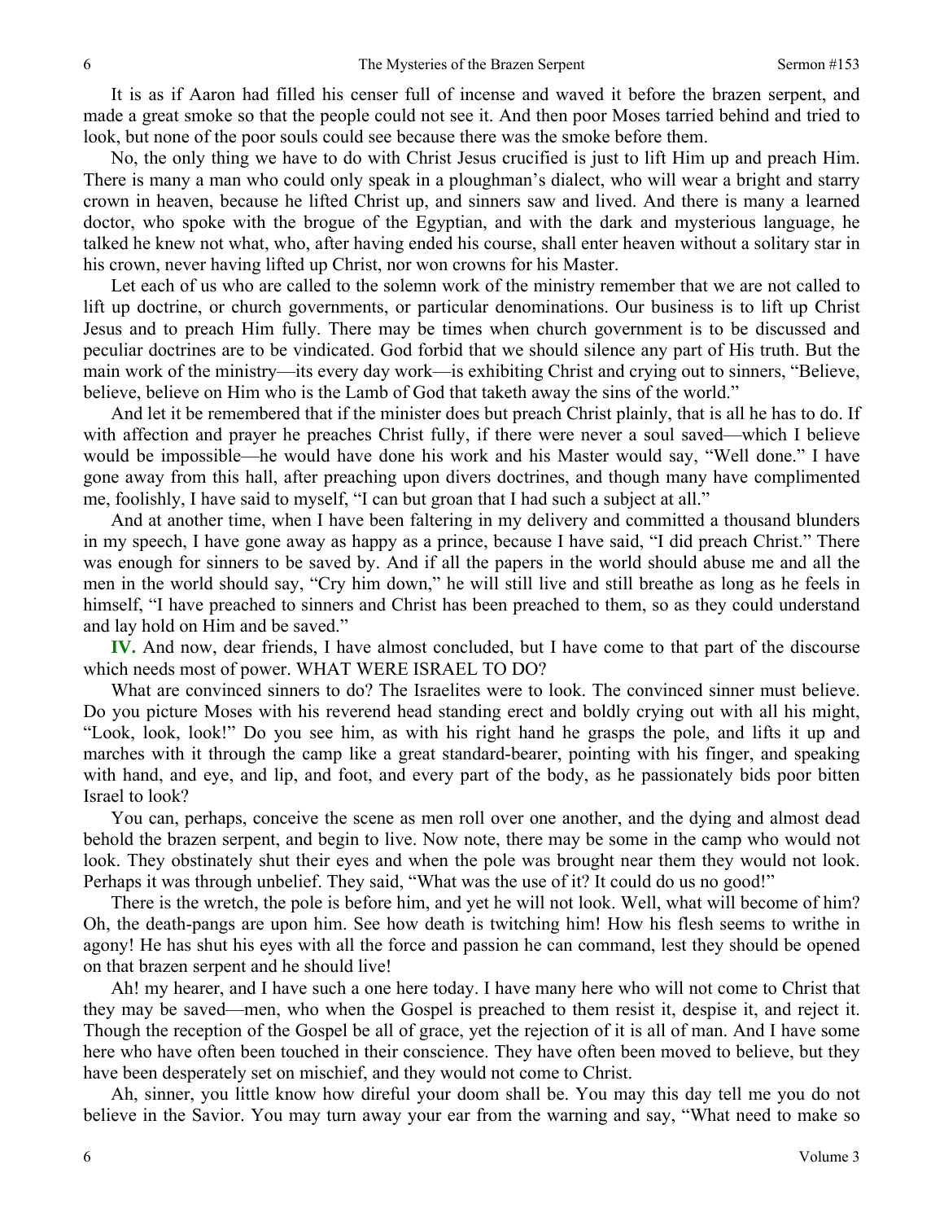It is as if Aaron had filled his censer full of incense and waved it before the brazen serpent, and made a great smoke so that the people could not see it. And then poor Moses tarried behind and tried to look, but none of the poor souls could see because there was the smoke before them.

No, the only thing we have to do with Christ Jesus crucified is just to lift Him up and preach Him. There is many a man who could only speak in a ploughman's dialect, who will wear a bright and starry crown in heaven, because he lifted Christ up, and sinners saw and lived. And there is many a learned doctor, who spoke with the brogue of the Egyptian, and with the dark and mysterious language, he talked he knew not what, who, after having ended his course, shall enter heaven without a solitary star in his crown, never having lifted up Christ, nor won crowns for his Master.

Let each of us who are called to the solemn work of the ministry remember that we are not called to lift up doctrine, or church governments, or particular denominations. Our business is to lift up Christ Jesus and to preach Him fully. There may be times when church government is to be discussed and peculiar doctrines are to be vindicated. God forbid that we should silence any part of His truth. But the main work of the ministry—its every day work—is exhibiting Christ and crying out to sinners, "Believe, believe, believe on Him who is the Lamb of God that taketh away the sins of the world."

And let it be remembered that if the minister does but preach Christ plainly, that is all he has to do. If with affection and prayer he preaches Christ fully, if there were never a soul saved—which I believe would be impossible—he would have done his work and his Master would say, "Well done." I have gone away from this hall, after preaching upon divers doctrines, and though many have complimented me, foolishly, I have said to myself, "I can but groan that I had such a subject at all."

And at another time, when I have been faltering in my delivery and committed a thousand blunders in my speech, I have gone away as happy as a prince, because I have said, "I did preach Christ." There was enough for sinners to be saved by. And if all the papers in the world should abuse me and all the men in the world should say, "Cry him down," he will still live and still breathe as long as he feels in himself, "I have preached to sinners and Christ has been preached to them, so as they could understand and lay hold on Him and be saved."

**IV.** And now, dear friends, I have almost concluded, but I have come to that part of the discourse which needs most of power. WHAT WERE ISRAEL TO DO?

What are convinced sinners to do? The Israelites were to look. The convinced sinner must believe. Do you picture Moses with his reverend head standing erect and boldly crying out with all his might, "Look, look, look!" Do you see him, as with his right hand he grasps the pole, and lifts it up and marches with it through the camp like a great standard-bearer, pointing with his finger, and speaking with hand, and eye, and lip, and foot, and every part of the body, as he passionately bids poor bitten Israel to look?

You can, perhaps, conceive the scene as men roll over one another, and the dying and almost dead behold the brazen serpent, and begin to live. Now note, there may be some in the camp who would not look. They obstinately shut their eyes and when the pole was brought near them they would not look. Perhaps it was through unbelief. They said, "What was the use of it? It could do us no good!"

There is the wretch, the pole is before him, and yet he will not look. Well, what will become of him? Oh, the death-pangs are upon him. See how death is twitching him! How his flesh seems to writhe in agony! He has shut his eyes with all the force and passion he can command, lest they should be opened on that brazen serpent and he should live!

Ah! my hearer, and I have such a one here today. I have many here who will not come to Christ that they may be saved—men, who when the Gospel is preached to them resist it, despise it, and reject it. Though the reception of the Gospel be all of grace, yet the rejection of it is all of man. And I have some here who have often been touched in their conscience. They have often been moved to believe, but they have been desperately set on mischief, and they would not come to Christ.

Ah, sinner, you little know how direful your doom shall be. You may this day tell me you do not believe in the Savior. You may turn away your ear from the warning and say, "What need to make so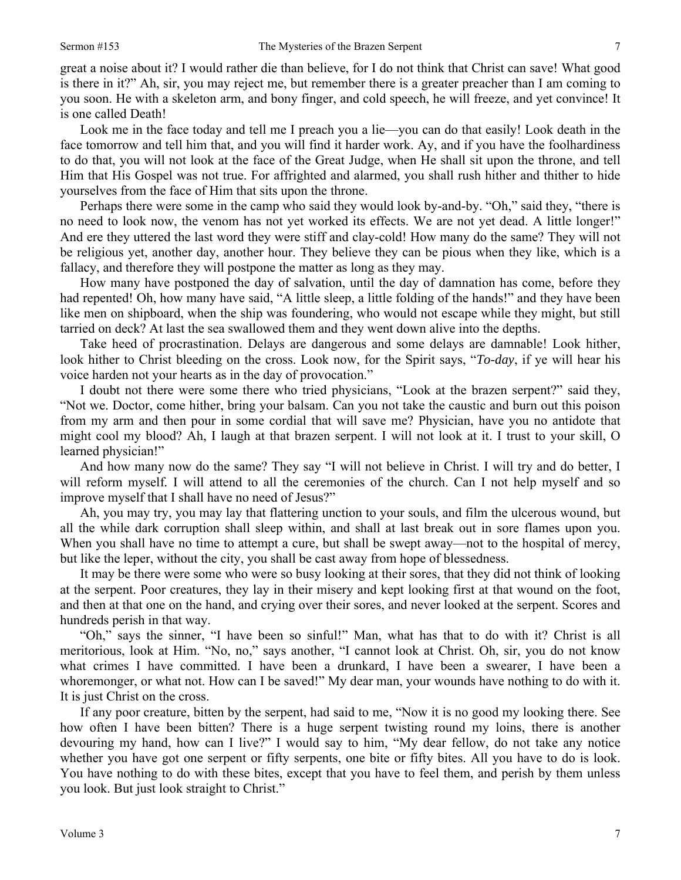great a noise about it? I would rather die than believe, for I do not think that Christ can save! What good is there in it?" Ah, sir, you may reject me, but remember there is a greater preacher than I am coming to you soon. He with a skeleton arm, and bony finger, and cold speech, he will freeze, and yet convince! It is one called Death!

Look me in the face today and tell me I preach you a lie—you can do that easily! Look death in the face tomorrow and tell him that, and you will find it harder work. Ay, and if you have the foolhardiness to do that, you will not look at the face of the Great Judge, when He shall sit upon the throne, and tell Him that His Gospel was not true. For affrighted and alarmed, you shall rush hither and thither to hide yourselves from the face of Him that sits upon the throne.

Perhaps there were some in the camp who said they would look by-and-by. "Oh," said they, "there is no need to look now, the venom has not yet worked its effects. We are not yet dead. A little longer!" And ere they uttered the last word they were stiff and clay-cold! How many do the same? They will not be religious yet, another day, another hour. They believe they can be pious when they like, which is a fallacy, and therefore they will postpone the matter as long as they may.

How many have postponed the day of salvation, until the day of damnation has come, before they had repented! Oh, how many have said, "A little sleep, a little folding of the hands!" and they have been like men on shipboard, when the ship was foundering, who would not escape while they might, but still tarried on deck? At last the sea swallowed them and they went down alive into the depths.

Take heed of procrastination. Delays are dangerous and some delays are damnable! Look hither, look hither to Christ bleeding on the cross. Look now, for the Spirit says, "*To-day*, if ye will hear his voice harden not your hearts as in the day of provocation."

I doubt not there were some there who tried physicians, "Look at the brazen serpent?" said they, "Not we. Doctor, come hither, bring your balsam. Can you not take the caustic and burn out this poison from my arm and then pour in some cordial that will save me? Physician, have you no antidote that might cool my blood? Ah, I laugh at that brazen serpent. I will not look at it. I trust to your skill, O learned physician!"

And how many now do the same? They say "I will not believe in Christ. I will try and do better, I will reform myself. I will attend to all the ceremonies of the church. Can I not help myself and so improve myself that I shall have no need of Jesus?"

Ah, you may try, you may lay that flattering unction to your souls, and film the ulcerous wound, but all the while dark corruption shall sleep within, and shall at last break out in sore flames upon you. When you shall have no time to attempt a cure, but shall be swept away—not to the hospital of mercy, but like the leper, without the city, you shall be cast away from hope of blessedness.

It may be there were some who were so busy looking at their sores, that they did not think of looking at the serpent. Poor creatures, they lay in their misery and kept looking first at that wound on the foot, and then at that one on the hand, and crying over their sores, and never looked at the serpent. Scores and hundreds perish in that way.

"Oh," says the sinner, "I have been so sinful!" Man, what has that to do with it? Christ is all meritorious, look at Him. "No, no," says another, "I cannot look at Christ. Oh, sir, you do not know what crimes I have committed. I have been a drunkard, I have been a swearer, I have been a whoremonger, or what not. How can I be saved!" My dear man, your wounds have nothing to do with it. It is just Christ on the cross.

If any poor creature, bitten by the serpent, had said to me, "Now it is no good my looking there. See how often I have been bitten? There is a huge serpent twisting round my loins, there is another devouring my hand, how can I live?" I would say to him, "My dear fellow, do not take any notice whether you have got one serpent or fifty serpents, one bite or fifty bites. All you have to do is look. You have nothing to do with these bites, except that you have to feel them, and perish by them unless you look. But just look straight to Christ."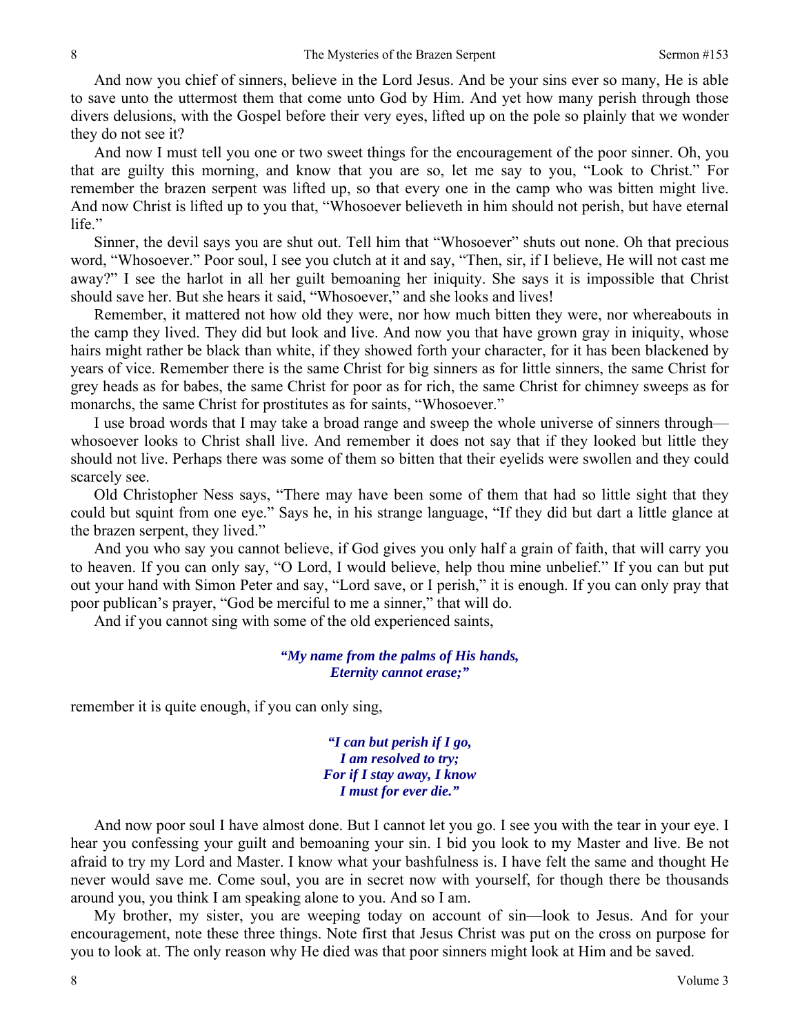And now you chief of sinners, believe in the Lord Jesus. And be your sins ever so many, He is able to save unto the uttermost them that come unto God by Him. And yet how many perish through those divers delusions, with the Gospel before their very eyes, lifted up on the pole so plainly that we wonder they do not see it?

And now I must tell you one or two sweet things for the encouragement of the poor sinner. Oh, you that are guilty this morning, and know that you are so, let me say to you, "Look to Christ." For remember the brazen serpent was lifted up, so that every one in the camp who was bitten might live. And now Christ is lifted up to you that, "Whosoever believeth in him should not perish, but have eternal life."

Sinner, the devil says you are shut out. Tell him that "Whosoever" shuts out none. Oh that precious word, "Whosoever." Poor soul, I see you clutch at it and say, "Then, sir, if I believe, He will not cast me away?" I see the harlot in all her guilt bemoaning her iniquity. She says it is impossible that Christ should save her. But she hears it said, "Whosoever," and she looks and lives!

Remember, it mattered not how old they were, nor how much bitten they were, nor whereabouts in the camp they lived. They did but look and live. And now you that have grown gray in iniquity, whose hairs might rather be black than white, if they showed forth your character, for it has been blackened by years of vice. Remember there is the same Christ for big sinners as for little sinners, the same Christ for grey heads as for babes, the same Christ for poor as for rich, the same Christ for chimney sweeps as for monarchs, the same Christ for prostitutes as for saints, "Whosoever."

I use broad words that I may take a broad range and sweep the whole universe of sinners through—whosoever looks to Christ shall live. And remember it does not say that if they looked but little they should not live. Perhaps there was some of them so bitten that their eyelids were swollen and they could scarcely see.

Old Christopher Ness says, "There may have been some of them that had so little sight that they could but squint from one eye." Says he, in his strange language, "If they did but dart a little glance at the brazen serpent, they lived."

And you who say you cannot believe, if God gives you only half a grain of faith, that will carry you to heaven. If you can only say, "O Lord, I would believe, help thou mine unbelief." If you can but put out your hand with Simon Peter and say, "Lord save, or I perish," it is enough. If you can only pray that poor publican's prayer, "God be merciful to me a sinner," that will do.

And if you cannot sing with some of the old experienced saints,

*"My name from the palms of His hands,*
*Eternity cannot erase;"*

remember it is quite enough, if you can only sing,

*"I can but perish if I go,*
*I am resolved to try;*
*For if I stay away, I know*
*I must for ever die."*

And now poor soul I have almost done. But I cannot let you go. I see you with the tear in your eye. I hear you confessing your guilt and bemoaning your sin. I bid you look to my Master and live. Be not afraid to try my Lord and Master. I know what your bashfulness is. I have felt the same and thought He never would save me. Come soul, you are in secret now with yourself, for though there be thousands around you, you think I am speaking alone to you. And so I am.

My brother, my sister, you are weeping today on account of sin—look to Jesus. And for your encouragement, note these three things. Note first that Jesus Christ was put on the cross on purpose for you to look at. The only reason why He died was that poor sinners might look at Him and be saved.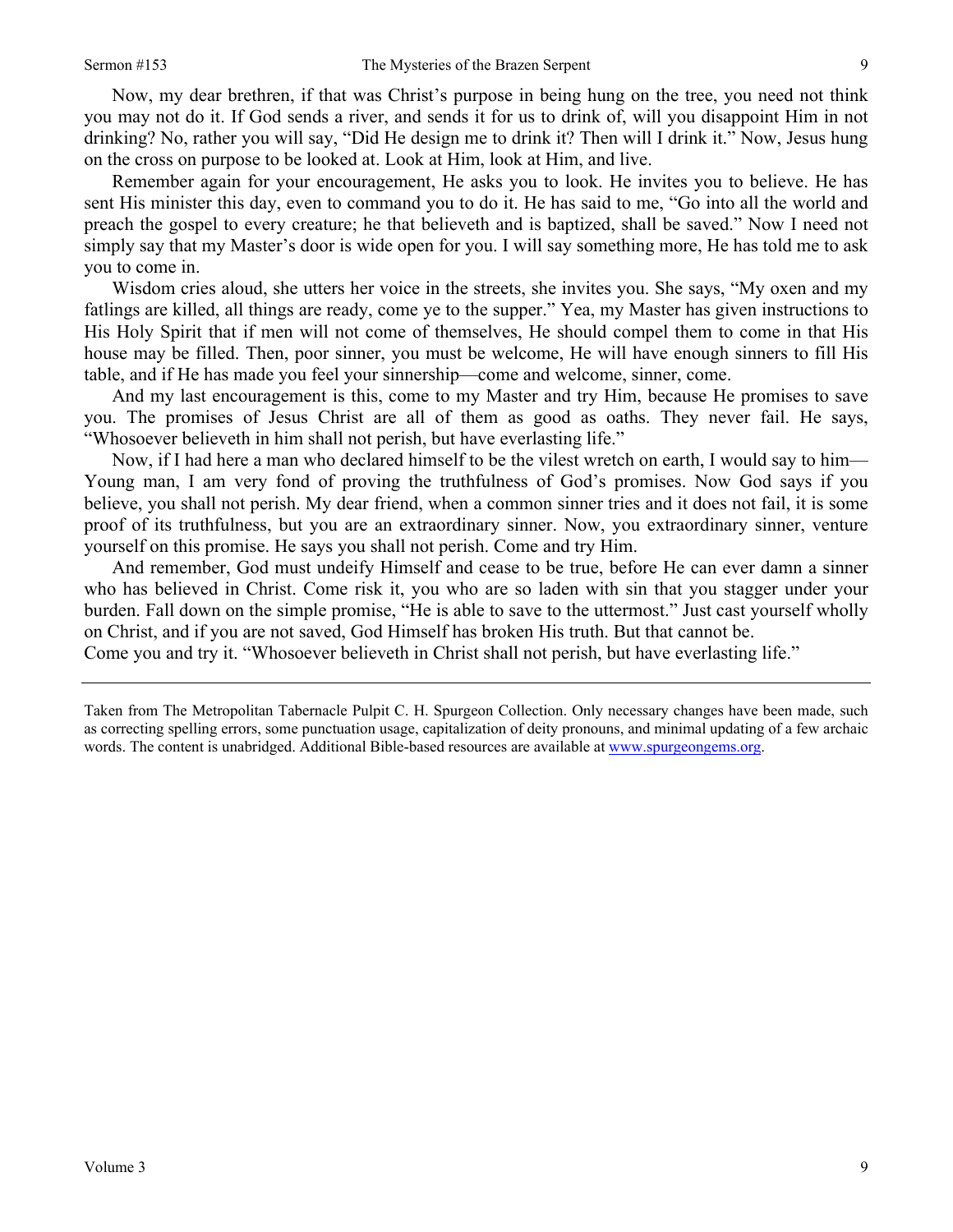Now, my dear brethren, if that was Christ's purpose in being hung on the tree, you need not think you may not do it. If God sends a river, and sends it for us to drink of, will you disappoint Him in not drinking? No, rather you will say, "Did He design me to drink it? Then will I drink it." Now, Jesus hung on the cross on purpose to be looked at. Look at Him, look at Him, and live.

Remember again for your encouragement, He asks you to look. He invites you to believe. He has sent His minister this day, even to command you to do it. He has said to me, "Go into all the world and preach the gospel to every creature; he that believeth and is baptized, shall be saved." Now I need not simply say that my Master's door is wide open for you. I will say something more, He has told me to ask you to come in.

Wisdom cries aloud, she utters her voice in the streets, she invites you. She says, "My oxen and my fatlings are killed, all things are ready, come ye to the supper." Yea, my Master has given instructions to His Holy Spirit that if men will not come of themselves, He should compel them to come in that His house may be filled. Then, poor sinner, you must be welcome, He will have enough sinners to fill His table, and if He has made you feel your sinnership—come and welcome, sinner, come.

And my last encouragement is this, come to my Master and try Him, because He promises to save you. The promises of Jesus Christ are all of them as good as oaths. They never fail. He says, "Whosoever believeth in him shall not perish, but have everlasting life."

Now, if I had here a man who declared himself to be the vilest wretch on earth, I would say to him—Young man, I am very fond of proving the truthfulness of God's promises. Now God says if you believe, you shall not perish. My dear friend, when a common sinner tries and it does not fail, it is some proof of its truthfulness, but you are an extraordinary sinner. Now, you extraordinary sinner, venture yourself on this promise. He says you shall not perish. Come and try Him.

And remember, God must undeify Himself and cease to be true, before He can ever damn a sinner who has believed in Christ. Come risk it, you who are so laden with sin that you stagger under your burden. Fall down on the simple promise, "He is able to save to the uttermost." Just cast yourself wholly on Christ, and if you are not saved, God Himself has broken His truth. But that cannot be.

Come you and try it. "Whosoever believeth in Christ shall not perish, but have everlasting life."

---

Taken from The Metropolitan Tabernacle Pulpit C. H. Spurgeon Collection. Only necessary changes have been made, such as correcting spelling errors, some punctuation usage, capitalization of deity pronouns, and minimal updating of a few archaic words. The content is unabridged. Additional Bible-based resources are available at www.spurgeongems.org.